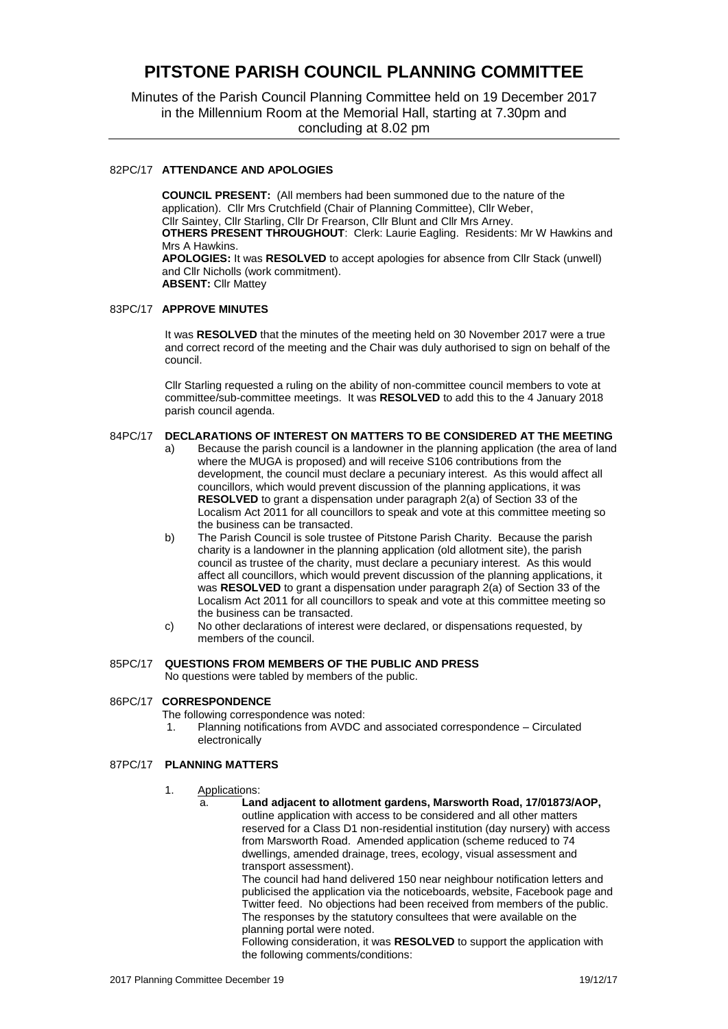# PITSTONE PARISH COUNCIL PLANNING COMMITTEE

Minutes of the Parish Council Planning Committee held on 19 December 2017 in the Millennium Room at the Memorial Hall, starting at 7.30pm and concluding at 8.02 pm

---

## 82PC/17 ATTENDANCE AND APOLOGIES

**COUNCIL PRESENT:** (All members had been summoned due to the nature of the application). Cllr Mrs Crutchfield (Chair of Planning Committee), Cllr Weber, Cllr Saintey, Cllr Starling, Cllr Dr Frearson, Cllr Blunt and Cllr Mrs Arney.
**OTHERS PRESENT THROUGHOUT**: Clerk: Laurie Eagling. Residents: Mr W Hawkins and Mrs A Hawkins.
**APOLOGIES:** It was **RESOLVED** to accept apologies for absence from Cllr Stack (unwell) and Cllr Nicholls (work commitment).
**ABSENT:** Cllr Mattey

## 83PC/17 APPROVE MINUTES

It was **RESOLVED** that the minutes of the meeting held on 30 November 2017 were a true and correct record of the meeting and the Chair was duly authorised to sign on behalf of the council.

Cllr Starling requested a ruling on the ability of non-committee council members to vote at committee/sub-committee meetings. It was **RESOLVED** to add this to the 4 January 2018 parish council agenda.

## 84PC/17 DECLARATIONS OF INTEREST ON MATTERS TO BE CONSIDERED AT THE MEETING

a) Because the parish council is a landowner in the planning application (the area of land where the MUGA is proposed) and will receive S106 contributions from the development, the council must declare a pecuniary interest. As this would affect all councillors, which would prevent discussion of the planning applications, it was **RESOLVED** to grant a dispensation under paragraph 2(a) of Section 33 of the Localism Act 2011 for all councillors to speak and vote at this committee meeting so the business can be transacted.

b) The Parish Council is sole trustee of Pitstone Parish Charity. Because the parish charity is a landowner in the planning application (old allotment site), the parish council as trustee of the charity, must declare a pecuniary interest. As this would affect all councillors, which would prevent discussion of the planning applications, it was **RESOLVED** to grant a dispensation under paragraph 2(a) of Section 33 of the Localism Act 2011 for all councillors to speak and vote at this committee meeting so the business can be transacted.

c) No other declarations of interest were declared, or dispensations requested, by members of the council.

## 85PC/17 QUESTIONS FROM MEMBERS OF THE PUBLIC AND PRESS

No questions were tabled by members of the public.

## 86PC/17 CORRESPONDENCE

The following correspondence was noted:

1. Planning notifications from AVDC and associated correspondence – Circulated electronically

## 87PC/17 PLANNING MATTERS

1. Applications:
   a. **Land adjacent to allotment gardens, Marsworth Road, 17/01873/AOP,** outline application with access to be considered and all other matters reserved for a Class D1 non-residential institution (day nursery) with access from Marsworth Road. Amended application (scheme reduced to 74 dwellings, amended drainage, trees, ecology, visual assessment and transport assessment).
   
      The council had hand delivered 150 near neighbour notification letters and publicised the application via the noticeboards, website, Facebook page and Twitter feed. No objections had been received from members of the public. The responses by the statutory consultees that were available on the planning portal were noted.
      
      Following consideration, it was **RESOLVED** to support the application with the following comments/conditions: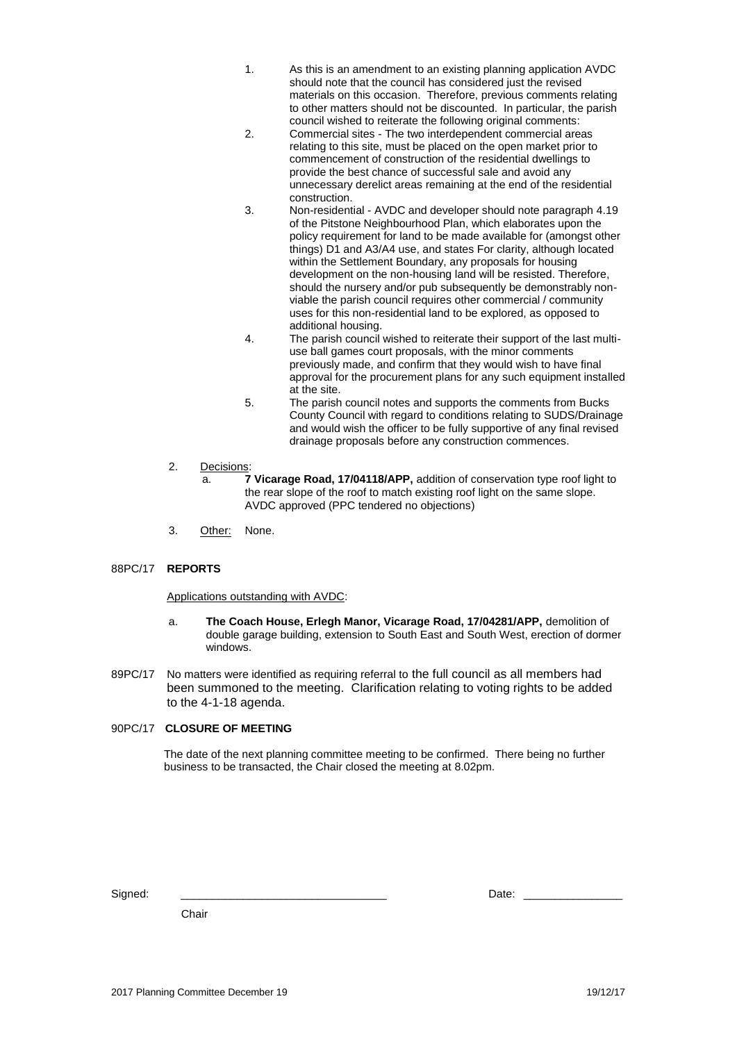1. As this is an amendment to an existing planning application AVDC should note that the council has considered just the revised materials on this occasion. Therefore, previous comments relating to other matters should not be discounted. In particular, the parish council wished to reiterate the following original comments:
2. Commercial sites - The two interdependent commercial areas relating to this site, must be placed on the open market prior to commencement of construction of the residential dwellings to provide the best chance of successful sale and avoid any unnecessary derelict areas remaining at the end of the residential construction.
3. Non-residential - AVDC and developer should note paragraph 4.19 of the Pitstone Neighbourhood Plan, which elaborates upon the policy requirement for land to be made available for (amongst other things) D1 and A3/A4 use, and states For clarity, although located within the Settlement Boundary, any proposals for housing development on the non-housing land will be resisted. Therefore, should the nursery and/or pub subsequently be demonstrably non-viable the parish council requires other commercial / community uses for this non-residential land to be explored, as opposed to additional housing.
4. The parish council wished to reiterate their support of the last multi-use ball games court proposals, with the minor comments previously made, and confirm that they would wish to have final approval for the procurement plans for any such equipment installed at the site.
5. The parish council notes and supports the comments from Bucks County Council with regard to conditions relating to SUDS/Drainage and would wish the officer to be fully supportive of any final revised drainage proposals before any construction commences.

2. Decisions:
   a. **7 Vicarage Road, 17/04118/APP,** addition of conservation type roof light to the rear slope of the roof to match existing roof light on the same slope. AVDC approved (PPC tendered no objections)

3. Other: None.

88PC/17 **REPORTS**

Applications outstanding with AVDC:

a. **The Coach House, Erlegh Manor, Vicarage Road, 17/04281/APP,** demolition of double garage building, extension to South East and South West, erection of dormer windows.

89PC/17 No matters were identified as requiring referral to the full council as all members had been summoned to the meeting. Clarification relating to voting rights to be added to the 4-1-18 agenda.

90PC/17 **CLOSURE OF MEETING**

The date of the next planning committee meeting to be confirmed. There being no further business to be transacted, the Chair closed the meeting at 8.02pm.

Signed: ________________________________ Date: ________________

Chair